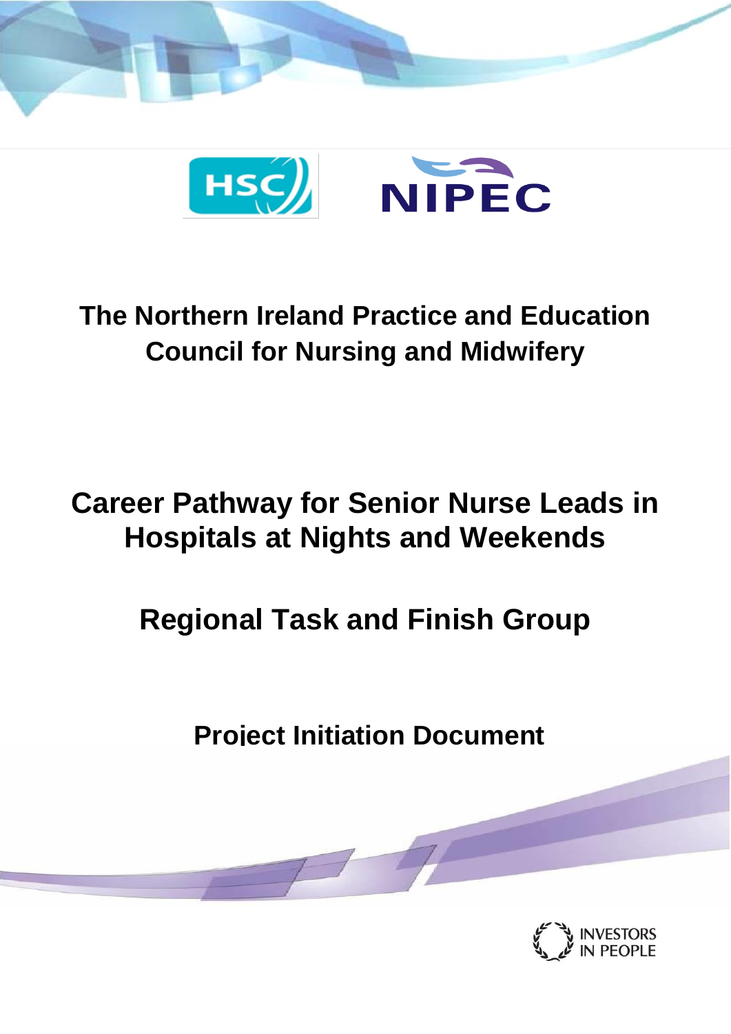HSC NIPEC

# The Northern Ireland Practice and Education Council for Nursing and Midwifery

# Career Pathway for Senior Nurse Leads in Hospitals at Nights and Weekends

## Regional Task and Finish Group

## Project Initiation Document

INVESTORS IN PEOPLE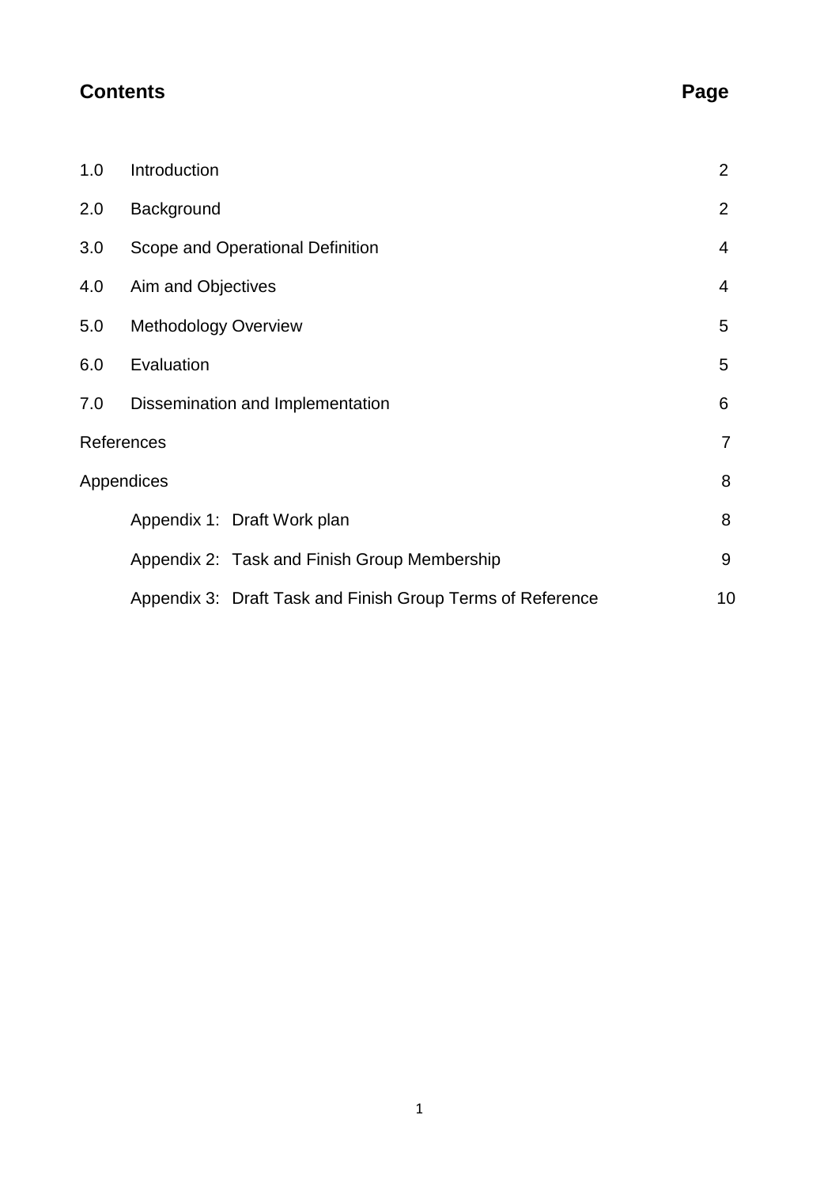## Contents

| | | Page |
|---|---|---|
| 1.0 | Introduction | 2 |
| 2.0 | Background | 2 |
| 3.0 | Scope and Operational Definition | 4 |
| 4.0 | Aim and Objectives | 4 |
| 5.0 | Methodology Overview | 5 |
| 6.0 | Evaluation | 5 |
| 7.0 | Dissemination and Implementation | 6 |
| References | | 7 |
| Appendices | | 8 |
| | Appendix 1: Draft Work plan | 8 |
| | Appendix 2: Task and Finish Group Membership | 9 |
| | Appendix 3: Draft Task and Finish Group Terms of Reference | 10 |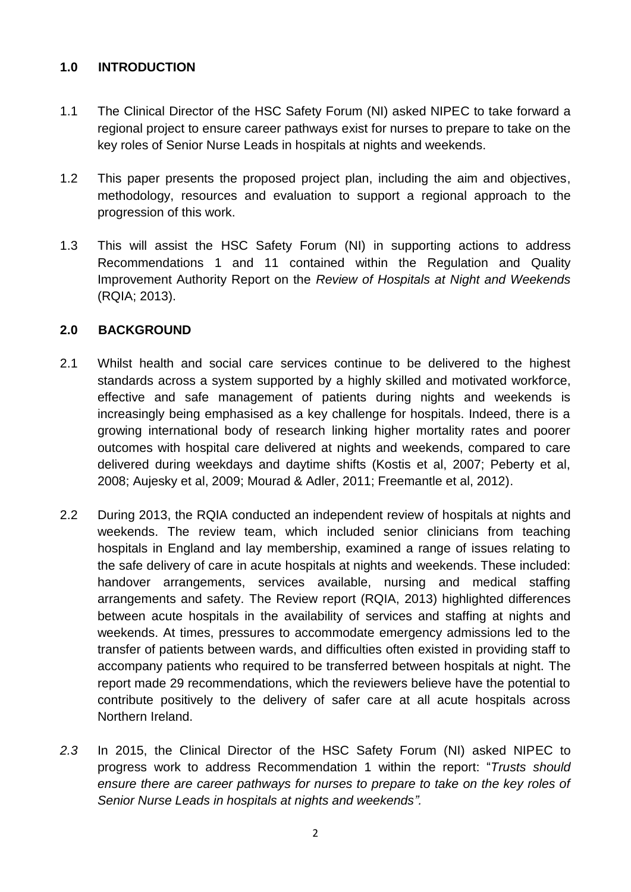## 1.0 INTRODUCTION

1.1 The Clinical Director of the HSC Safety Forum (NI) asked NIPEC to take forward a regional project to ensure career pathways exist for nurses to prepare to take on the key roles of Senior Nurse Leads in hospitals at nights and weekends.

1.2 This paper presents the proposed project plan, including the aim and objectives, methodology, resources and evaluation to support a regional approach to the progression of this work.

1.3 This will assist the HSC Safety Forum (NI) in supporting actions to address Recommendations 1 and 11 contained within the Regulation and Quality Improvement Authority Report on the *Review of Hospitals at Night and Weekends* (RQIA; 2013).

## 2.0 BACKGROUND

2.1 Whilst health and social care services continue to be delivered to the highest standards across a system supported by a highly skilled and motivated workforce, effective and safe management of patients during nights and weekends is increasingly being emphasised as a key challenge for hospitals. Indeed, there is a growing international body of research linking higher mortality rates and poorer outcomes with hospital care delivered at nights and weekends, compared to care delivered during weekdays and daytime shifts (Kostis et al, 2007; Peberty et al, 2008; Aujesky et al, 2009; Mourad & Adler, 2011; Freemantle et al, 2012).

2.2 During 2013, the RQIA conducted an independent review of hospitals at nights and weekends. The review team, which included senior clinicians from teaching hospitals in England and lay membership, examined a range of issues relating to the safe delivery of care in acute hospitals at nights and weekends. These included: handover arrangements, services available, nursing and medical staffing arrangements and safety. The Review report (RQIA, 2013) highlighted differences between acute hospitals in the availability of services and staffing at nights and weekends. At times, pressures to accommodate emergency admissions led to the transfer of patients between wards, and difficulties often existed in providing staff to accompany patients who required to be transferred between hospitals at night. The report made 29 recommendations, which the reviewers believe have the potential to contribute positively to the delivery of safer care at all acute hospitals across Northern Ireland.

*2.3* In 2015, the Clinical Director of the HSC Safety Forum (NI) asked NIPEC to progress work to address Recommendation 1 within the report: "*Trusts should ensure there are career pathways for nurses to prepare to take on the key roles of Senior Nurse Leads in hospitals at nights and weekends".*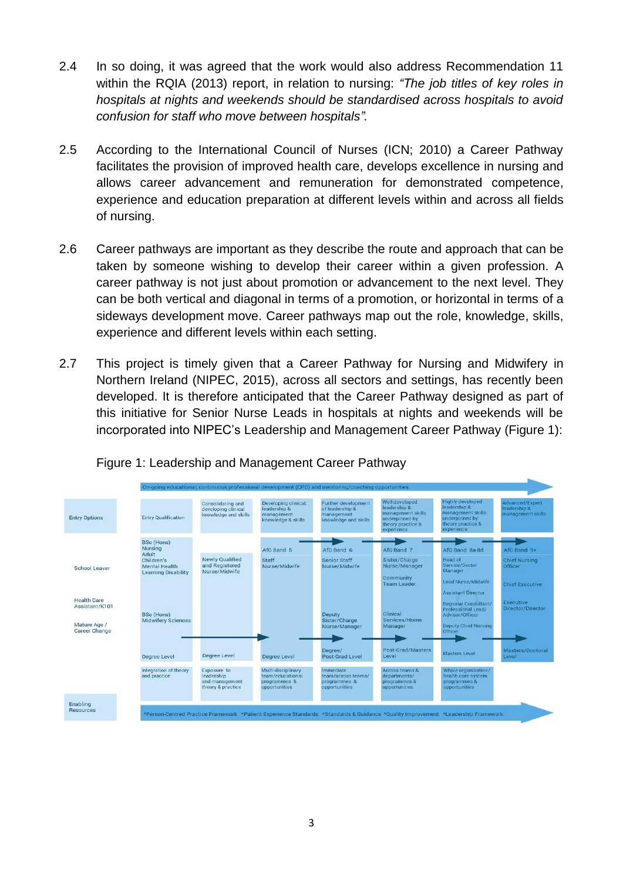2.4 In so doing, it was agreed that the work would also address Recommendation 11 within the RQIA (2013) report, in relation to nursing: *"The job titles of key roles in hospitals at nights and weekends should be standardised across hospitals to avoid confusion for staff who move between hospitals".*

2.5 According to the International Council of Nurses (ICN; 2010) a Career Pathway facilitates the provision of improved health care, develops excellence in nursing and allows career advancement and remuneration for demonstrated competence, experience and education preparation at different levels within and across all fields of nursing.

2.6 Career pathways are important as they describe the route and approach that can be taken by someone wishing to develop their career within a given profession. A career pathway is not just about promotion or advancement to the next level. They can be both vertical and diagonal in terms of a promotion, or horizontal in terms of a sideways development move. Career pathways map out the role, knowledge, skills, experience and different levels within each setting.

2.7 This project is timely given that a Career Pathway for Nursing and Midwifery in Northern Ireland (NIPEC, 2015), across all sectors and settings, has recently been developed. It is therefore anticipated that the Career Pathway designed as part of this initiative for Senior Nurse Leads in hospitals at nights and weekends will be incorporated into NIPEC's Leadership and Management Career Pathway (Figure 1):

Figure 1: Leadership and Management Career Pathway

On-going educational, continuous professional development (CPD) and mentoring/coaching opportunities

| Entry Options | Entry Qualification | Consolidating and developing clinical knowledge and skills | Developing clinical, leadership & management knowledge & skills | Further development of leadership & management knowledge and skills | Well developed leadership & management skills underpinned by theory practice & experience | Highly developed leadership & management skills underpinned by theory practice & experience | Advanced/Expert leadership & management skills |
|---|---|---|---|---|---|---|---|
| School Leaver<br>Health Care Assistant/K101<br>Mature Age / Career Change | BSc (Hons) Nursing Adult Children's Mental Health Learning Disability<br>BSc (Hons) Midwifery Sciences | Newly Qualified and Registered Nurse/Midwife | AfC Band 5<br>Staff Nurse/Midwife | AfC Band 6<br>Senior Staff Nurse/Midwife<br>Deputy Sister/Charge Nurse/Manager | AfC Band 7<br>Sister/Charge Nurse/Manager<br>Community Team Leader<br>Clinical Services/Home Manager | AfC Band 8a-8d<br>Head of Service/Sector Manager<br>Lead Nurse/Midwife<br>Assistant Director<br>Regional Consultant/Professional Lead/Advisor/Officer<br>Deputy Chief Nursing Officer | AfC Band 9+<br>Chief Nursing Officer<br>Chief Executive<br>Executive Director/Director |
| | Degree Level | Degree Level | Degree Level | Degree/Post-Grad Level | Post-Grad/Masters Level | Masters Level | Masters/Doctoral Level |
| | Integration of theory and practice | Exposure to leadership and management theory & practice | Multi-disciplinary team/educational programmes & opportunities | Immediate team/across teams/programmes & opportunities | Across teams & departments/programmes & opportunities | Whole organisation/health care system programmes & opportunities | |

Enabling Resources: *Person-Centred Practice Framework *Patient Experience Standards *Standards & Guidance *Quality Improvement *Leadership Framework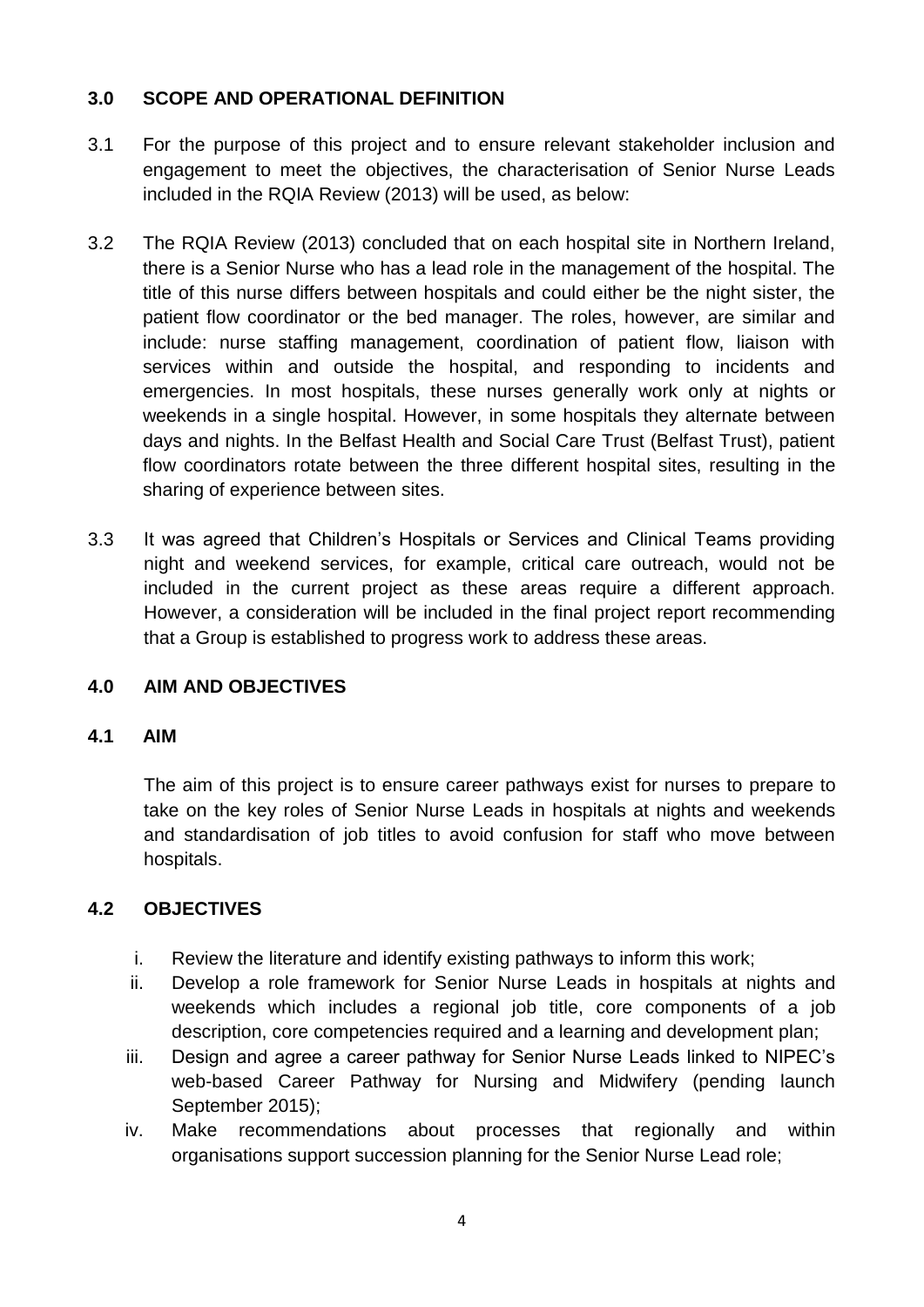## 3.0 SCOPE AND OPERATIONAL DEFINITION

3.1 For the purpose of this project and to ensure relevant stakeholder inclusion and engagement to meet the objectives, the characterisation of Senior Nurse Leads included in the RQIA Review (2013) will be used, as below:

3.2 The RQIA Review (2013) concluded that on each hospital site in Northern Ireland, there is a Senior Nurse who has a lead role in the management of the hospital. The title of this nurse differs between hospitals and could either be the night sister, the patient flow coordinator or the bed manager. The roles, however, are similar and include: nurse staffing management, coordination of patient flow, liaison with services within and outside the hospital, and responding to incidents and emergencies. In most hospitals, these nurses generally work only at nights or weekends in a single hospital. However, in some hospitals they alternate between days and nights. In the Belfast Health and Social Care Trust (Belfast Trust), patient flow coordinators rotate between the three different hospital sites, resulting in the sharing of experience between sites.

3.3 It was agreed that Children's Hospitals or Services and Clinical Teams providing night and weekend services, for example, critical care outreach, would not be included in the current project as these areas require a different approach. However, a consideration will be included in the final project report recommending that a Group is established to progress work to address these areas.

## 4.0 AIM AND OBJECTIVES

### 4.1 AIM

The aim of this project is to ensure career pathways exist for nurses to prepare to take on the key roles of Senior Nurse Leads in hospitals at nights and weekends and standardisation of job titles to avoid confusion for staff who move between hospitals.

### 4.2 OBJECTIVES

i. Review the literature and identify existing pathways to inform this work;

ii. Develop a role framework for Senior Nurse Leads in hospitals at nights and weekends which includes a regional job title, core components of a job description, core competencies required and a learning and development plan;

iii. Design and agree a career pathway for Senior Nurse Leads linked to NIPEC's web-based Career Pathway for Nursing and Midwifery (pending launch September 2015);

iv. Make recommendations about processes that regionally and within organisations support succession planning for the Senior Nurse Lead role;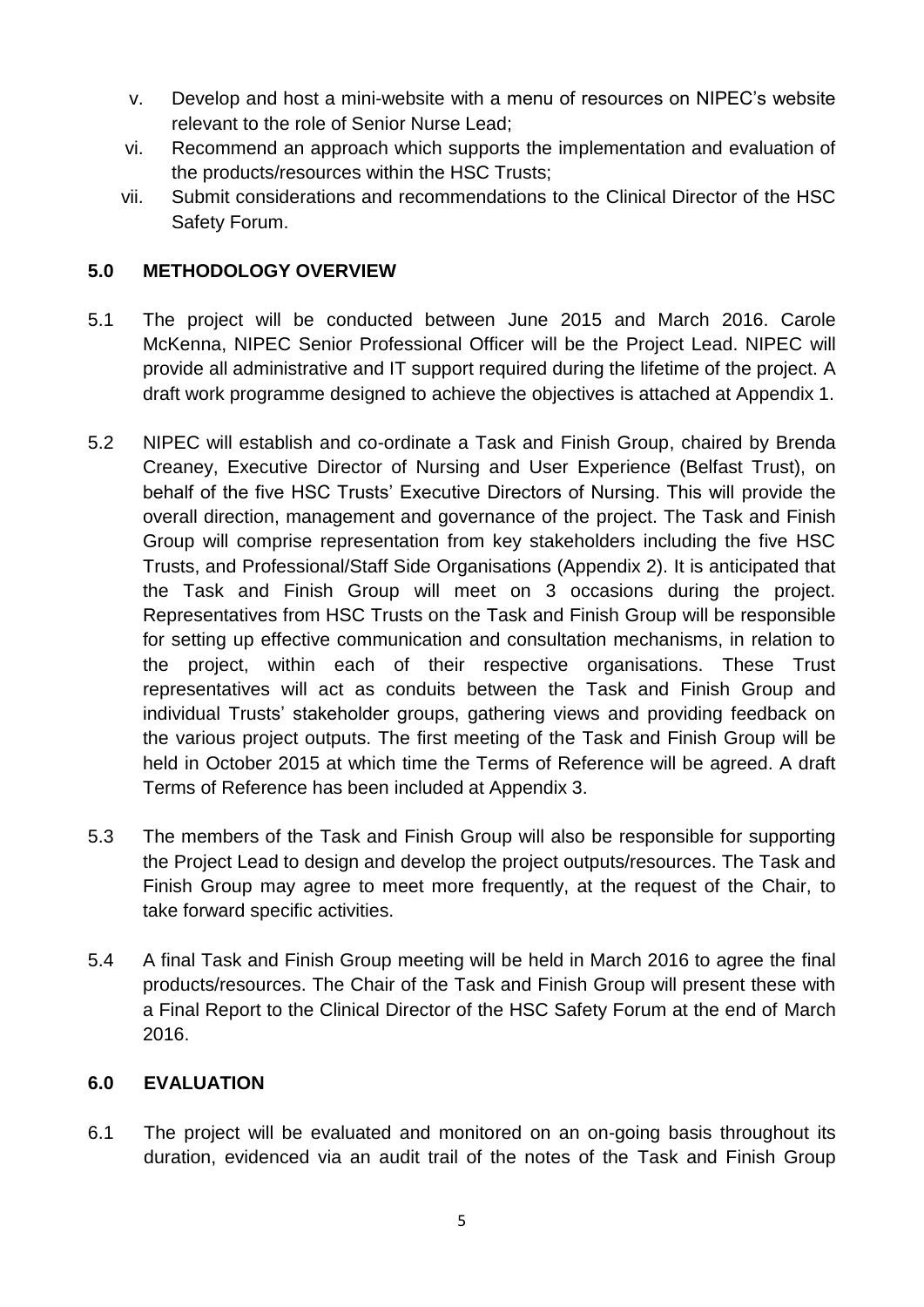v. Develop and host a mini-website with a menu of resources on NIPEC's website relevant to the role of Senior Nurse Lead;

vi. Recommend an approach which supports the implementation and evaluation of the products/resources within the HSC Trusts;

vii. Submit considerations and recommendations to the Clinical Director of the HSC Safety Forum.

## 5.0 METHODOLOGY OVERVIEW

5.1 The project will be conducted between June 2015 and March 2016. Carole McKenna, NIPEC Senior Professional Officer will be the Project Lead. NIPEC will provide all administrative and IT support required during the lifetime of the project. A draft work programme designed to achieve the objectives is attached at Appendix 1.

5.2 NIPEC will establish and co-ordinate a Task and Finish Group, chaired by Brenda Creaney, Executive Director of Nursing and User Experience (Belfast Trust), on behalf of the five HSC Trusts' Executive Directors of Nursing. This will provide the overall direction, management and governance of the project. The Task and Finish Group will comprise representation from key stakeholders including the five HSC Trusts, and Professional/Staff Side Organisations (Appendix 2). It is anticipated that the Task and Finish Group will meet on 3 occasions during the project. Representatives from HSC Trusts on the Task and Finish Group will be responsible for setting up effective communication and consultation mechanisms, in relation to the project, within each of their respective organisations. These Trust representatives will act as conduits between the Task and Finish Group and individual Trusts' stakeholder groups, gathering views and providing feedback on the various project outputs. The first meeting of the Task and Finish Group will be held in October 2015 at which time the Terms of Reference will be agreed. A draft Terms of Reference has been included at Appendix 3.

5.3 The members of the Task and Finish Group will also be responsible for supporting the Project Lead to design and develop the project outputs/resources. The Task and Finish Group may agree to meet more frequently, at the request of the Chair, to take forward specific activities.

5.4 A final Task and Finish Group meeting will be held in March 2016 to agree the final products/resources. The Chair of the Task and Finish Group will present these with a Final Report to the Clinical Director of the HSC Safety Forum at the end of March 2016.

## 6.0 EVALUATION

6.1 The project will be evaluated and monitored on an on-going basis throughout its duration, evidenced via an audit trail of the notes of the Task and Finish Group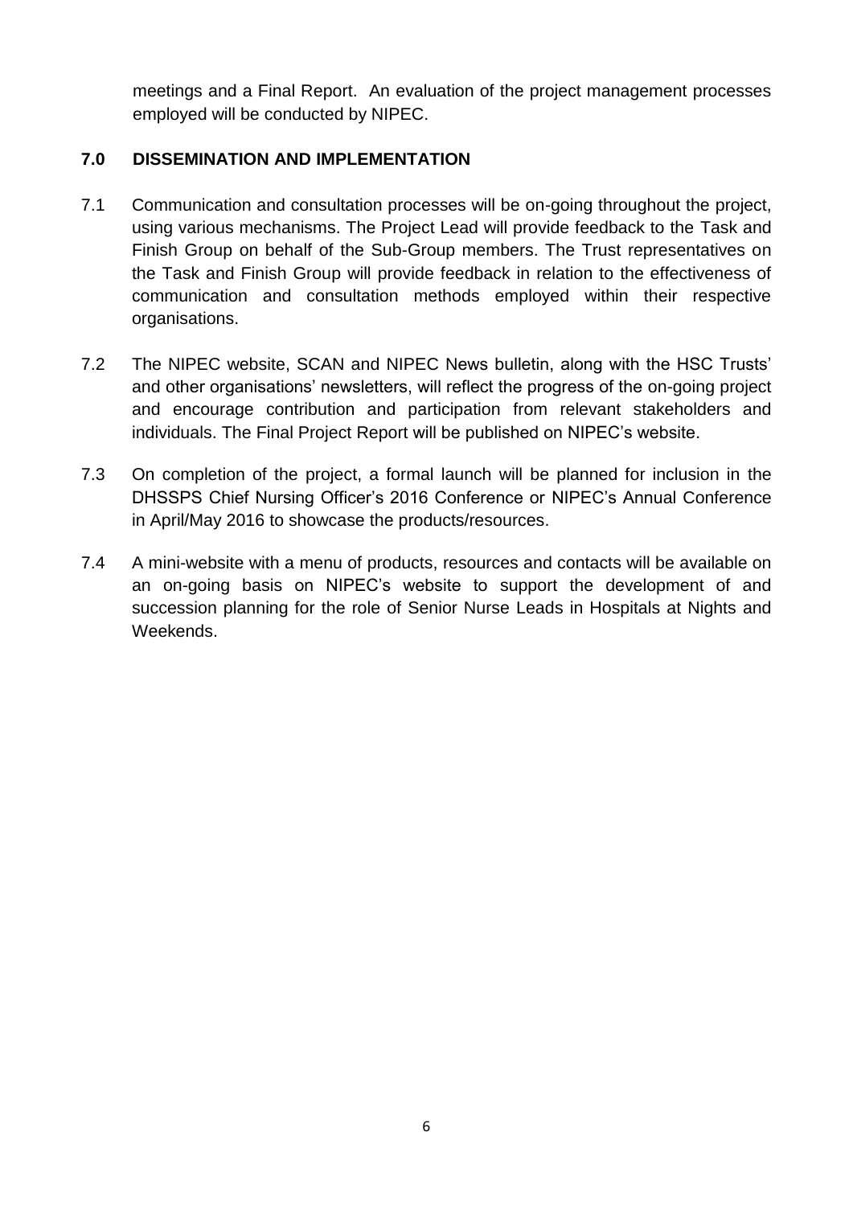meetings and a Final Report. An evaluation of the project management processes employed will be conducted by NIPEC.

## 7.0 DISSEMINATION AND IMPLEMENTATION

7.1 Communication and consultation processes will be on-going throughout the project, using various mechanisms. The Project Lead will provide feedback to the Task and Finish Group on behalf of the Sub-Group members. The Trust representatives on the Task and Finish Group will provide feedback in relation to the effectiveness of communication and consultation methods employed within their respective organisations.

7.2 The NIPEC website, SCAN and NIPEC News bulletin, along with the HSC Trusts' and other organisations' newsletters, will reflect the progress of the on-going project and encourage contribution and participation from relevant stakeholders and individuals. The Final Project Report will be published on NIPEC's website.

7.3 On completion of the project, a formal launch will be planned for inclusion in the DHSSPS Chief Nursing Officer's 2016 Conference or NIPEC's Annual Conference in April/May 2016 to showcase the products/resources.

7.4 A mini-website with a menu of products, resources and contacts will be available on an on-going basis on NIPEC's website to support the development of and succession planning for the role of Senior Nurse Leads in Hospitals at Nights and Weekends.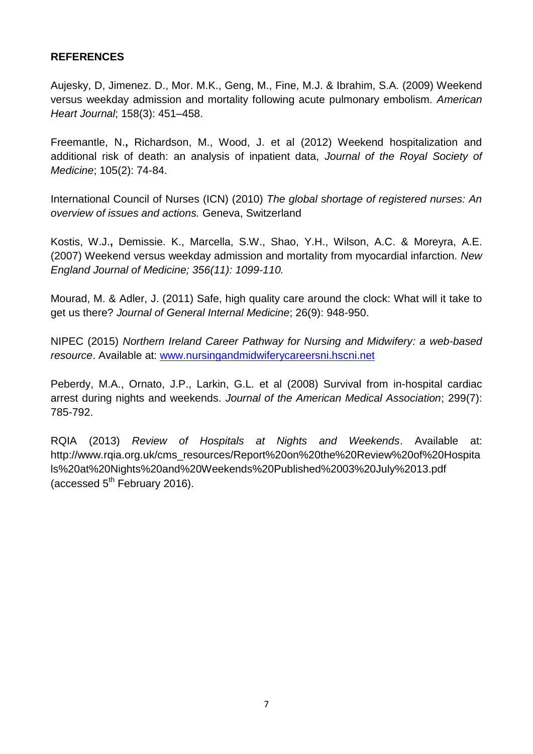## REFERENCES

Aujesky, D, Jimenez. D., Mor. M.K., Geng, M., Fine, M.J. & Ibrahim, S.A. (2009) Weekend versus weekday admission and mortality following acute pulmonary embolism. *American Heart Journal*; 158(3): 451–458.

Freemantle, N.**,** Richardson, M., Wood, J. et al (2012) Weekend hospitalization and additional risk of death: an analysis of inpatient data, *Journal of the Royal Society of Medicine*; 105(2): 74-84.

International Council of Nurses (ICN) (2010) *The global shortage of registered nurses: An overview of issues and actions.* Geneva, Switzerland

Kostis, W.J.**,** Demissie. K., Marcella, S.W., Shao, Y.H., Wilson, A.C. & Moreyra, A.E. (2007) Weekend versus weekday admission and mortality from myocardial infarction. *New England Journal of Medicine; 356(11): 1099-110.*

Mourad, M. & Adler, J. (2011) Safe, high quality care around the clock: What will it take to get us there? *Journal of General Internal Medicine*; 26(9): 948-950.

NIPEC (2015) *Northern Ireland Career Pathway for Nursing and Midwifery: a web-based resource*. Available at: www.nursingandmidwiferycareersni.hscni.net

Peberdy, M.A., Ornato, J.P., Larkin, G.L. et al (2008) Survival from in-hospital cardiac arrest during nights and weekends. *Journal of the American Medical Association*; 299(7): 785-792.

RQIA (2013) *Review of Hospitals at Nights and Weekends*. Available at: http://www.rqia.org.uk/cms_resources/Report%20on%20the%20Review%20of%20Hospitals%20at%20Nights%20and%20Weekends%20Published%2003%20July%2013.pdf (accessed 5th February 2016).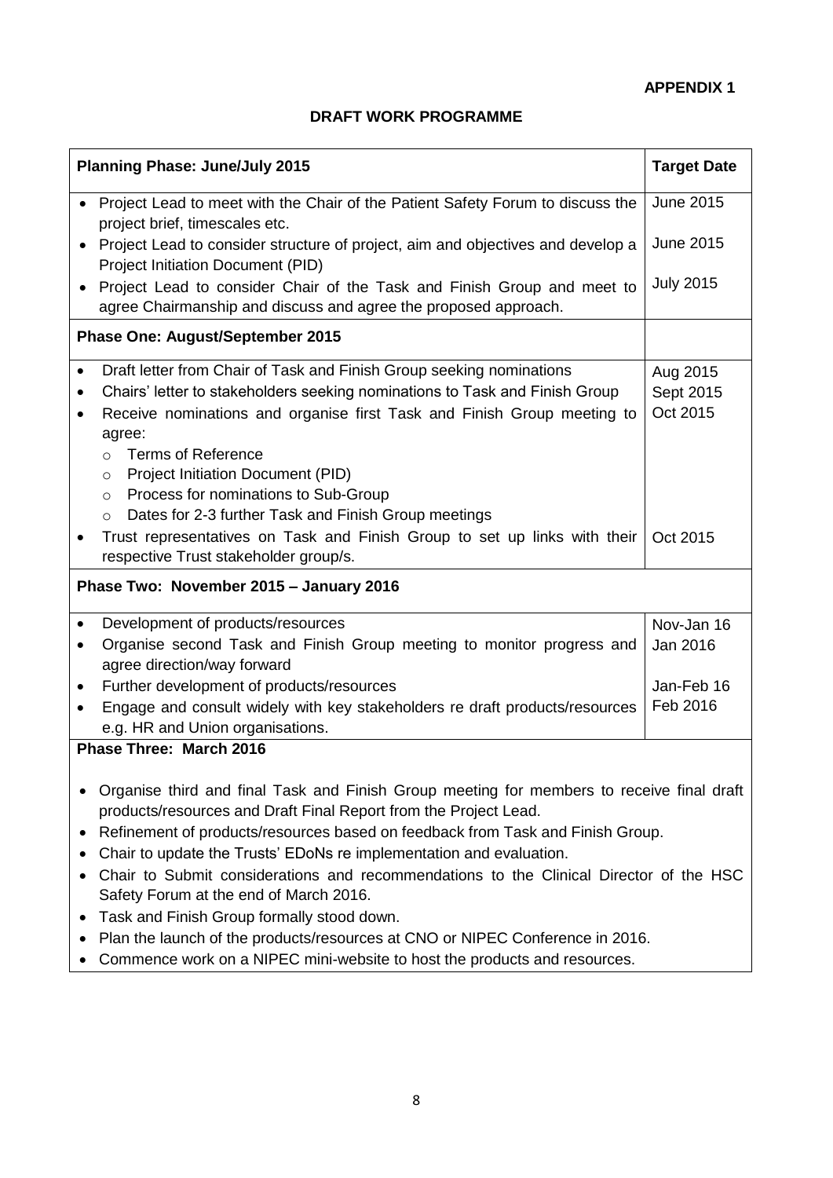**APPENDIX 1**

## DRAFT WORK PROGRAMME

| Planning Phase: June/July 2015 | Target Date |
|---|---|
| • Project Lead to meet with the Chair of the Patient Safety Forum to discuss the project brief, timescales etc.<br>• Project Lead to consider structure of project, aim and objectives and develop a Project Initiation Document (PID)<br>• Project Lead to consider Chair of the Task and Finish Group and meet to agree Chairmanship and discuss and agree the proposed approach. | June 2015<br>June 2015<br>July 2015 |
| **Phase One: August/September 2015** | |
| • Draft letter from Chair of Task and Finish Group seeking nominations<br>• Chairs' letter to stakeholders seeking nominations to Task and Finish Group<br>• Receive nominations and organise first Task and Finish Group meeting to agree:<br>  ○ Terms of Reference<br>  ○ Project Initiation Document (PID)<br>  ○ Process for nominations to Sub-Group<br>  ○ Dates for 2-3 further Task and Finish Group meetings<br>• Trust representatives on Task and Finish Group to set up links with their respective Trust stakeholder group/s. | Aug 2015<br>Sept 2015<br>Oct 2015<br><br><br><br><br><br>Oct 2015 |
| **Phase Two: November 2015 – January 2016** | |
| • Development of products/resources<br>• Organise second Task and Finish Group meeting to monitor progress and agree direction/way forward<br>• Further development of products/resources<br>• Engage and consult widely with key stakeholders re draft products/resources e.g. HR and Union organisations. | Nov-Jan 16<br>Jan 2016<br><br>Jan-Feb 16<br>Feb 2016 |
| **Phase Three: March 2016**<br><br>• Organise third and final Task and Finish Group meeting for members to receive final draft products/resources and Draft Final Report from the Project Lead.<br>• Refinement of products/resources based on feedback from Task and Finish Group.<br>• Chair to update the Trusts' EDoNs re implementation and evaluation.<br>• Chair to Submit considerations and recommendations to the Clinical Director of the HSC Safety Forum at the end of March 2016.<br>• Task and Finish Group formally stood down.<br>• Plan the launch of the products/resources at CNO or NIPEC Conference in 2016.<br>• Commence work on a NIPEC mini-website to host the products and resources. | |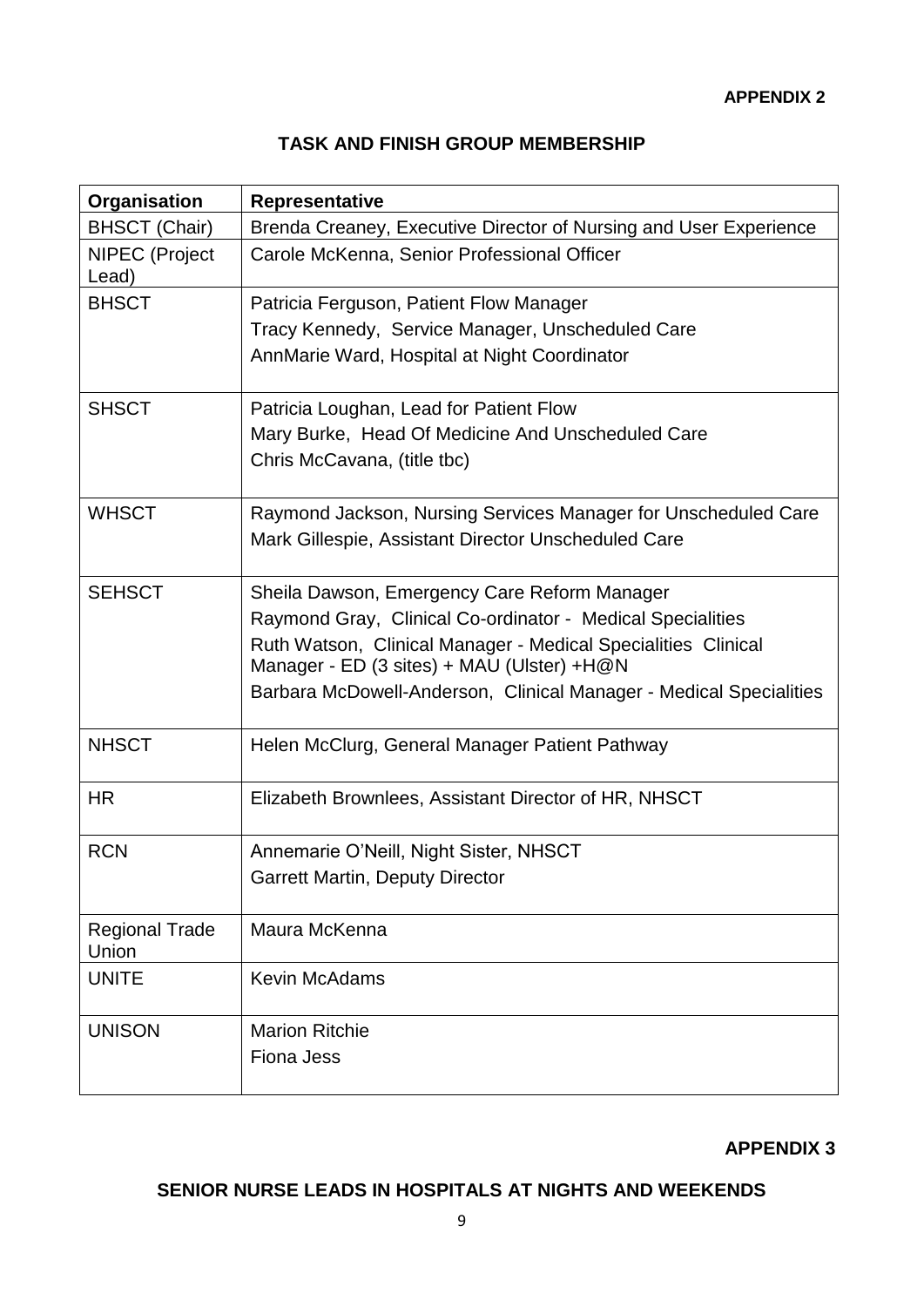**APPENDIX 2**

## TASK AND FINISH GROUP MEMBERSHIP

| Organisation | Representative |
|---|---|
| BHSCT (Chair) | Brenda Creaney, Executive Director of Nursing and User Experience |
| NIPEC (Project Lead) | Carole McKenna, Senior Professional Officer |
| BHSCT | Patricia Ferguson, Patient Flow Manager<br>Tracy Kennedy, Service Manager, Unscheduled Care<br>AnnMarie Ward, Hospital at Night Coordinator |
| SHSCT | Patricia Loughan, Lead for Patient Flow<br>Mary Burke, Head Of Medicine And Unscheduled Care<br>Chris McCavana, (title tbc) |
| WHSCT | Raymond Jackson, Nursing Services Manager for Unscheduled Care<br>Mark Gillespie, Assistant Director Unscheduled Care |
| SEHSCT | Sheila Dawson, Emergency Care Reform Manager<br>Raymond Gray, Clinical Co-ordinator - Medical Specialities<br>Ruth Watson, Clinical Manager - Medical Specialities Clinical Manager - ED (3 sites) + MAU (Ulster) +H@N<br>Barbara McDowell-Anderson, Clinical Manager - Medical Specialities |
| NHSCT | Helen McClurg, General Manager Patient Pathway |
| HR | Elizabeth Brownlees, Assistant Director of HR, NHSCT |
| RCN | Annemarie O'Neill, Night Sister, NHSCT<br>Garrett Martin, Deputy Director |
| Regional Trade Union | Maura McKenna |
| UNITE | Kevin McAdams |
| UNISON | Marion Ritchie<br>Fiona Jess |

**APPENDIX 3**

## SENIOR NURSE LEADS IN HOSPITALS AT NIGHTS AND WEEKENDS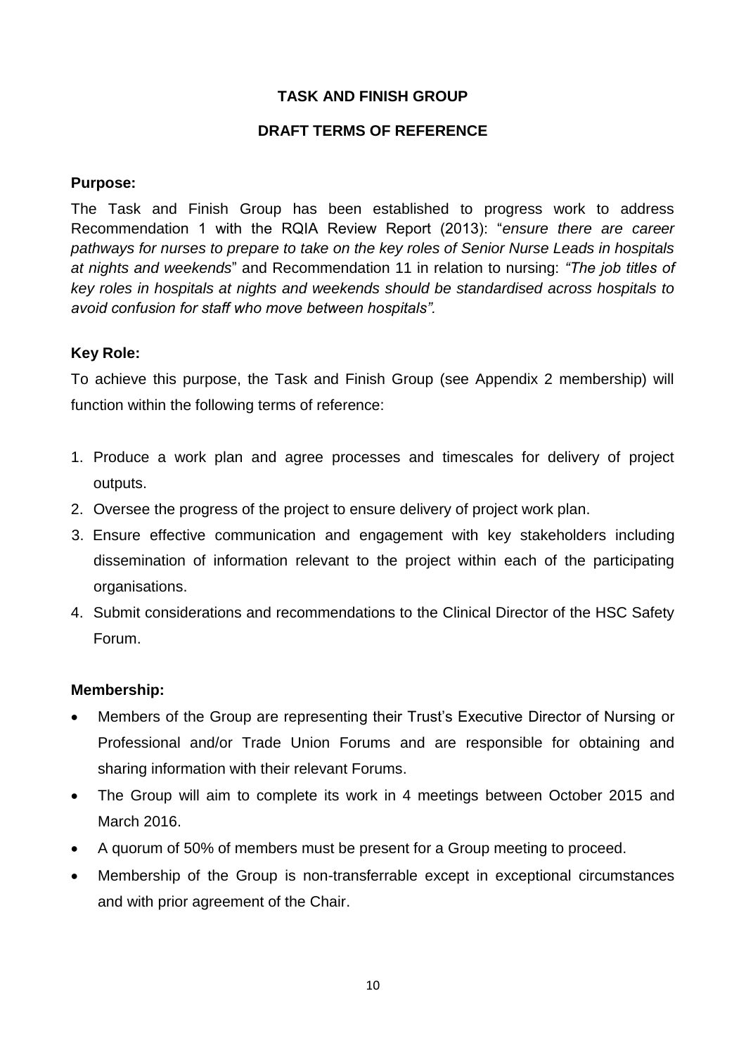**TASK AND FINISH GROUP**

**DRAFT TERMS OF REFERENCE**

**Purpose:**

The Task and Finish Group has been established to progress work to address Recommendation 1 with the RQIA Review Report (2013): "*ensure there are career pathways for nurses to prepare to take on the key roles of Senior Nurse Leads in hospitals at nights and weekends*" and Recommendation 11 in relation to nursing: *"The job titles of key roles in hospitals at nights and weekends should be standardised across hospitals to avoid confusion for staff who move between hospitals".*

**Key Role:**

To achieve this purpose, the Task and Finish Group (see Appendix 2 membership) will function within the following terms of reference:

1. Produce a work plan and agree processes and timescales for delivery of project outputs.
2. Oversee the progress of the project to ensure delivery of project work plan.
3. Ensure effective communication and engagement with key stakeholders including dissemination of information relevant to the project within each of the participating organisations.
4. Submit considerations and recommendations to the Clinical Director of the HSC Safety Forum.

**Membership:**

- Members of the Group are representing their Trust's Executive Director of Nursing or Professional and/or Trade Union Forums and are responsible for obtaining and sharing information with their relevant Forums.
- The Group will aim to complete its work in 4 meetings between October 2015 and March 2016.
- A quorum of 50% of members must be present for a Group meeting to proceed.
- Membership of the Group is non-transferrable except in exceptional circumstances and with prior agreement of the Chair.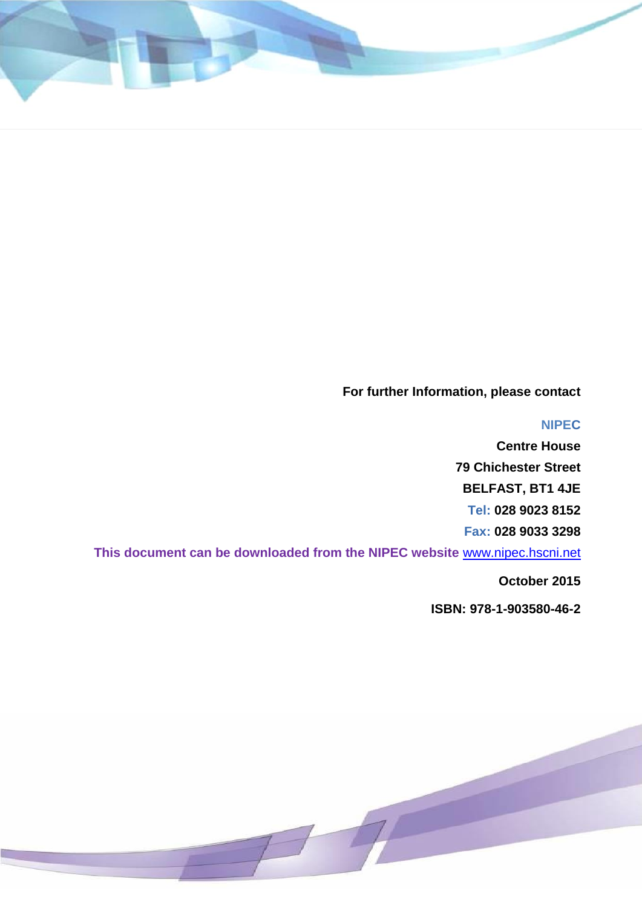**For further Information, please contact**

**NIPEC**

**Centre House**

**79 Chichester Street**

**BELFAST, BT1 4JE**

**Tel: 028 9023 8152**

**Fax: 028 9033 3298**

**This document can be downloaded from the NIPEC website** www.nipec.hscni.net

**October 2015**

**ISBN: 978-1-903580-46-2**